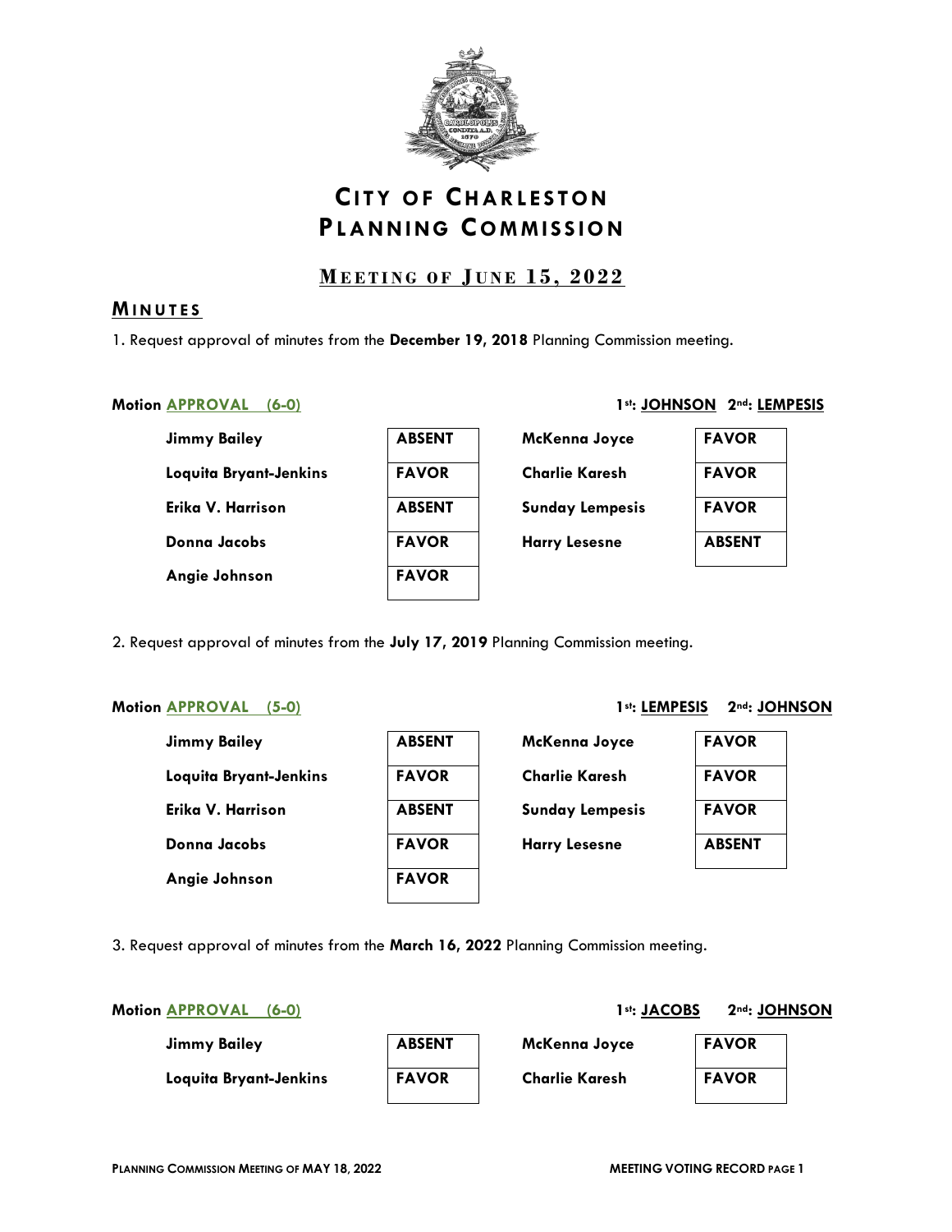# CITY OF CHARLESTON PLANNING COMMISSION

## MEETING OF JUNE 15, 2022

## MINUTES

1. Request approval of minutes from the **December 19, 2018** Planning Commission meeting.

**Motion APPROVAL (6-0)** **1st: JOHNSON 2nd: LEMPESIS**

| Member | Vote | Member | Vote |
|---|---|---|---|
| **Jimmy Bailey** | **ABSENT** | **McKenna Joyce** | **FAVOR** |
| **Loquita Bryant-Jenkins** | **FAVOR** | **Charlie Karesh** | **FAVOR** |
| **Erika V. Harrison** | **ABSENT** | **Sunday Lempesis** | **FAVOR** |
| **Donna Jacobs** | **FAVOR** | **Harry Lesesne** | **ABSENT** |
| **Angie Johnson** | **FAVOR** | | |

2. Request approval of minutes from the **July 17, 2019** Planning Commission meeting.

**Motion APPROVAL (5-0)** **1st: LEMPESIS 2nd: JOHNSON**

| Member | Vote | Member | Vote |
|---|---|---|---|
| **Jimmy Bailey** | **ABSENT** | **McKenna Joyce** | **FAVOR** |
| **Loquita Bryant-Jenkins** | **FAVOR** | **Charlie Karesh** | **FAVOR** |
| **Erika V. Harrison** | **ABSENT** | **Sunday Lempesis** | **FAVOR** |
| **Donna Jacobs** | **FAVOR** | **Harry Lesesne** | **ABSENT** |
| **Angie Johnson** | **FAVOR** | | |

3. Request approval of minutes from the **March 16, 2022** Planning Commission meeting.

**Motion APPROVAL (6-0)** **1st: JACOBS 2nd: JOHNSON**

| Member | Vote | Member | Vote |
|---|---|---|---|
| **Jimmy Bailey** | **ABSENT** | **McKenna Joyce** | **FAVOR** |
| **Loquita Bryant-Jenkins** | **FAVOR** | **Charlie Karesh** | **FAVOR** |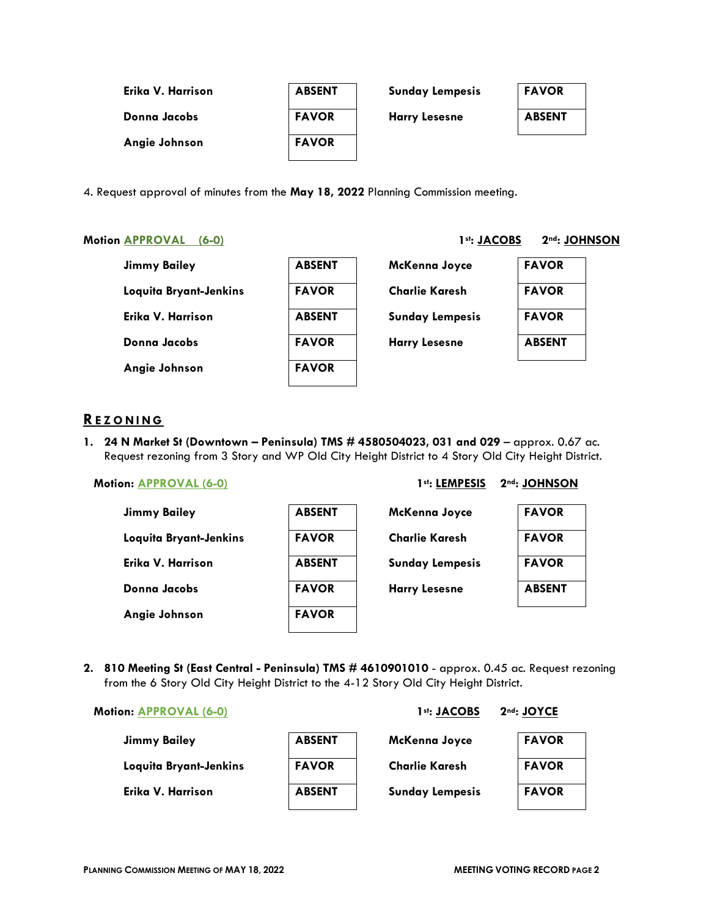| | | | |
|---|---|---|---|
| **Erika V. Harrison** | **ABSENT** | **Sunday Lempesis** | **FAVOR** |
| **Donna Jacobs** | **FAVOR** | **Harry Lesesne** | **ABSENT** |
| **Angie Johnson** | **FAVOR** | | |

4. Request approval of minutes from the **May 18, 2022** Planning Commission meeting.

**Motion APPROVAL (6-0)** **1st: JACOBS** **2nd: JOHNSON**

| | | | |
|---|---|---|---|
| **Jimmy Bailey** | **ABSENT** | **McKenna Joyce** | **FAVOR** |
| **Loquita Bryant-Jenkins** | **FAVOR** | **Charlie Karesh** | **FAVOR** |
| **Erika V. Harrison** | **ABSENT** | **Sunday Lempesis** | **FAVOR** |
| **Donna Jacobs** | **FAVOR** | **Harry Lesesne** | **ABSENT** |
| **Angie Johnson** | **FAVOR** | | |

## REZONING

1. **24 N Market St (Downtown – Peninsula) TMS # 4580504023, 031 and 029** – approx. 0.67 ac. Request rezoning from 3 Story and WP Old City Height District to 4 Story Old City Height District.

**Motion: APPROVAL (6-0)** **1st: LEMPESIS** **2nd: JOHNSON**

| | | | |
|---|---|---|---|
| **Jimmy Bailey** | **ABSENT** | **McKenna Joyce** | **FAVOR** |
| **Loquita Bryant-Jenkins** | **FAVOR** | **Charlie Karesh** | **FAVOR** |
| **Erika V. Harrison** | **ABSENT** | **Sunday Lempesis** | **FAVOR** |
| **Donna Jacobs** | **FAVOR** | **Harry Lesesne** | **ABSENT** |
| **Angie Johnson** | **FAVOR** | | |

2. **810 Meeting St (East Central - Peninsula) TMS # 4610901010** - approx. 0.45 ac. Request rezoning from the 6 Story Old City Height District to the 4-12 Story Old City Height District.

**Motion: APPROVAL (6-0)** **1st: JACOBS** **2nd: JOYCE**

| | | | |
|---|---|---|---|
| **Jimmy Bailey** | **ABSENT** | **McKenna Joyce** | **FAVOR** |
| **Loquita Bryant-Jenkins** | **FAVOR** | **Charlie Karesh** | **FAVOR** |
| **Erika V. Harrison** | **ABSENT** | **Sunday Lempesis** | **FAVOR** |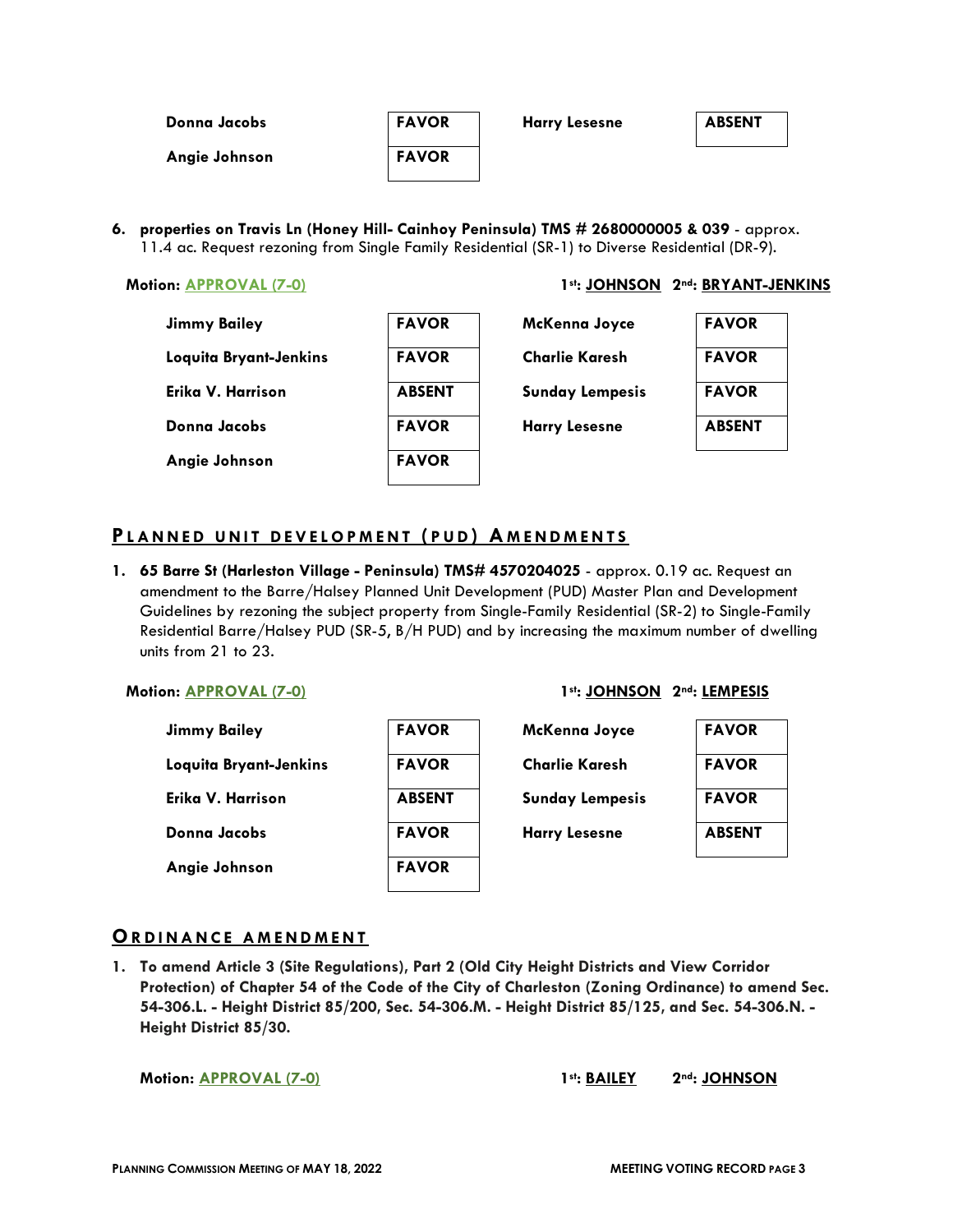| | | | |
|---|---|---|---|
| **Donna Jacobs** | **FAVOR** | **Harry Lesesne** | **ABSENT** |
| **Angie Johnson** | **FAVOR** | | |

6. **properties on Travis Ln (Honey Hill- Cainhoy Peninsula) TMS # 2680000005 & 039** - approx. 11.4 ac. Request rezoning from Single Family Residential (SR-1) to Diverse Residential (DR-9).

**Motion: APPROVAL (7-0)** **1st: JOHNSON 2nd: BRYANT-JENKINS**

| | | | |
|---|---|---|---|
| **Jimmy Bailey** | **FAVOR** | **McKenna Joyce** | **FAVOR** |
| **Loquita Bryant-Jenkins** | **FAVOR** | **Charlie Karesh** | **FAVOR** |
| **Erika V. Harrison** | **ABSENT** | **Sunday Lempesis** | **FAVOR** |
| **Donna Jacobs** | **FAVOR** | **Harry Lesesne** | **ABSENT** |
| **Angie Johnson** | **FAVOR** | | |

## PLANNED UNIT DEVELOPMENT (PUD) AMENDMENTS

1. **65 Barre St (Harleston Village - Peninsula) TMS# 4570204025** - approx. 0.19 ac. Request an amendment to the Barre/Halsey Planned Unit Development (PUD) Master Plan and Development Guidelines by rezoning the subject property from Single-Family Residential (SR-2) to Single-Family Residential Barre/Halsey PUD (SR-5, B/H PUD) and by increasing the maximum number of dwelling units from 21 to 23.

**Motion: APPROVAL (7-0)** **1st: JOHNSON 2nd: LEMPESIS**

| | | | |
|---|---|---|---|
| **Jimmy Bailey** | **FAVOR** | **McKenna Joyce** | **FAVOR** |
| **Loquita Bryant-Jenkins** | **FAVOR** | **Charlie Karesh** | **FAVOR** |
| **Erika V. Harrison** | **ABSENT** | **Sunday Lempesis** | **FAVOR** |
| **Donna Jacobs** | **FAVOR** | **Harry Lesesne** | **ABSENT** |
| **Angie Johnson** | **FAVOR** | | |

## ORDINANCE AMENDMENT

1. **To amend Article 3 (Site Regulations), Part 2 (Old City Height Districts and View Corridor Protection) of Chapter 54 of the Code of the City of Charleston (Zoning Ordinance) to amend Sec. 54-306.L. - Height District 85/200, Sec. 54-306.M. - Height District 85/125, and Sec. 54-306.N. - Height District 85/30.**

**Motion: APPROVAL (7-0)** **1st: BAILEY 2nd: JOHNSON**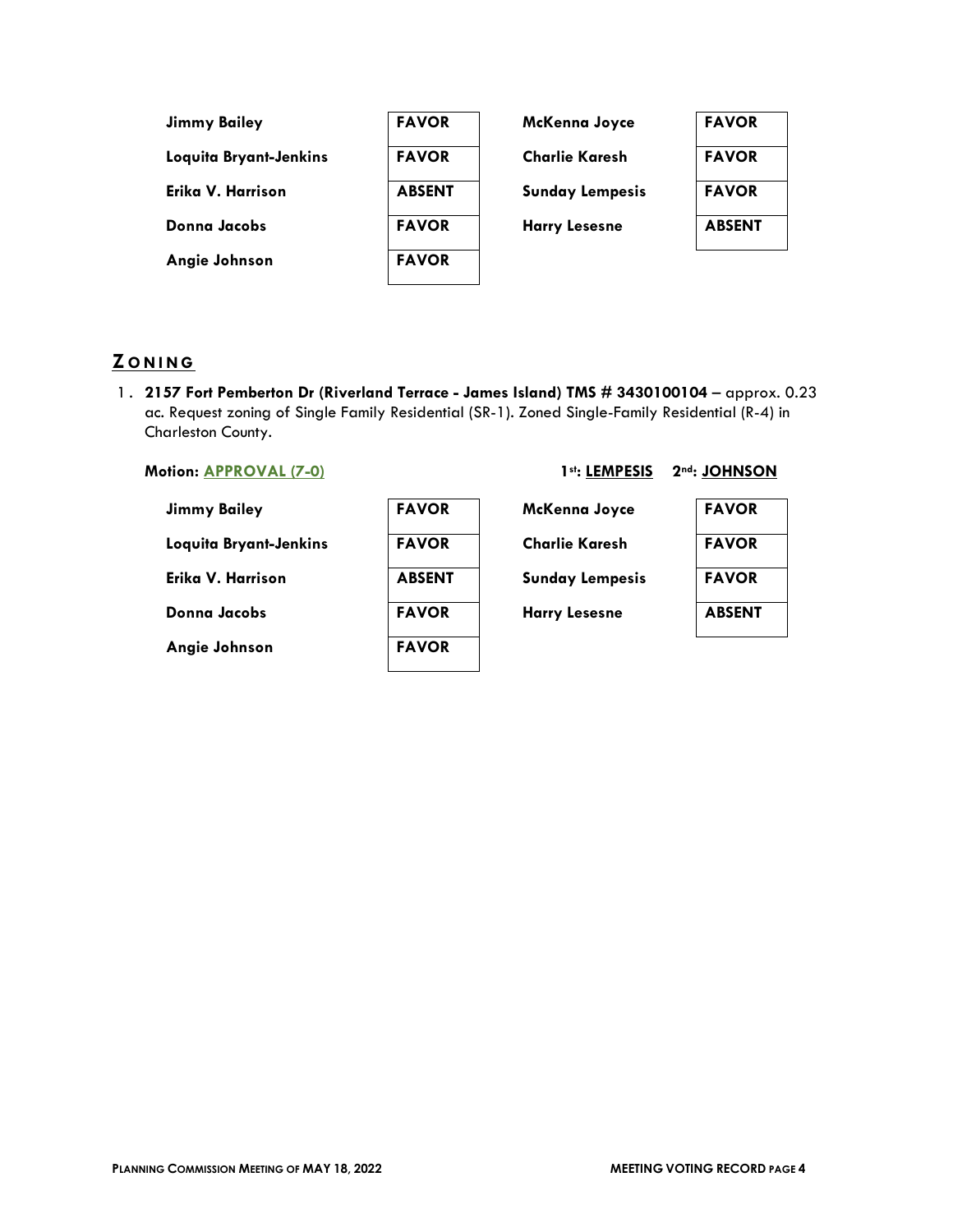| | | | |
|---|---|---|---|
| **Jimmy Bailey** | **FAVOR** | **McKenna Joyce** | **FAVOR** |
| **Loquita Bryant-Jenkins** | **FAVOR** | **Charlie Karesh** | **FAVOR** |
| **Erika V. Harrison** | **ABSENT** | **Sunday Lempesis** | **FAVOR** |
| **Donna Jacobs** | **FAVOR** | **Harry Lesesne** | **ABSENT** |
| **Angie Johnson** | **FAVOR** | | |

## ZONING

1. **2157 Fort Pemberton Dr (Riverland Terrace - James Island) TMS # 3430100104** – approx. 0.23 ac. Request zoning of Single Family Residential (SR-1). Zoned Single-Family Residential (R-4) in Charleston County.

**Motion: APPROVAL (7-0)** **1st: LEMPESIS** **2nd: JOHNSON**

| | | | |
|---|---|---|---|
| **Jimmy Bailey** | **FAVOR** | **McKenna Joyce** | **FAVOR** |
| **Loquita Bryant-Jenkins** | **FAVOR** | **Charlie Karesh** | **FAVOR** |
| **Erika V. Harrison** | **ABSENT** | **Sunday Lempesis** | **FAVOR** |
| **Donna Jacobs** | **FAVOR** | **Harry Lesesne** | **ABSENT** |
| **Angie Johnson** | **FAVOR** | | |